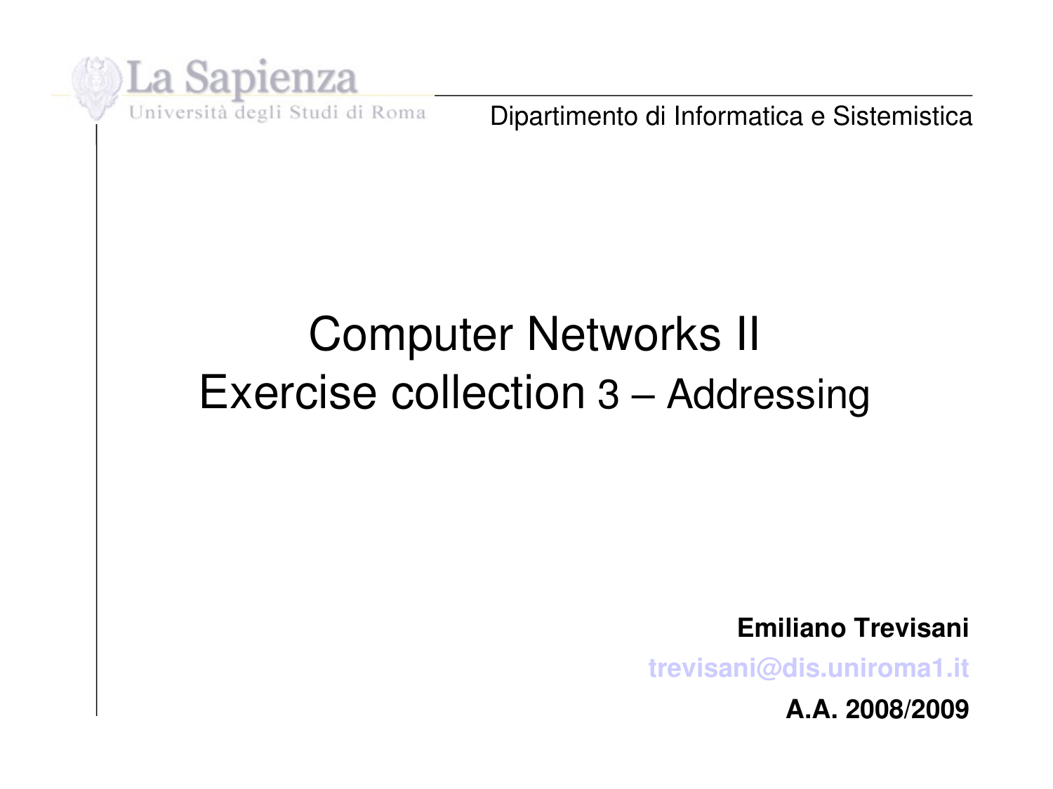La Sapienza

Università degli Studi di Roma

Dipartimento di Informatica e Sistemistica

# Computer Networks II
# Exercise collection 3 – Addressing

**Emiliano Trevisani**

trevisani@dis.uniroma1.it

**A.A. 2008/2009**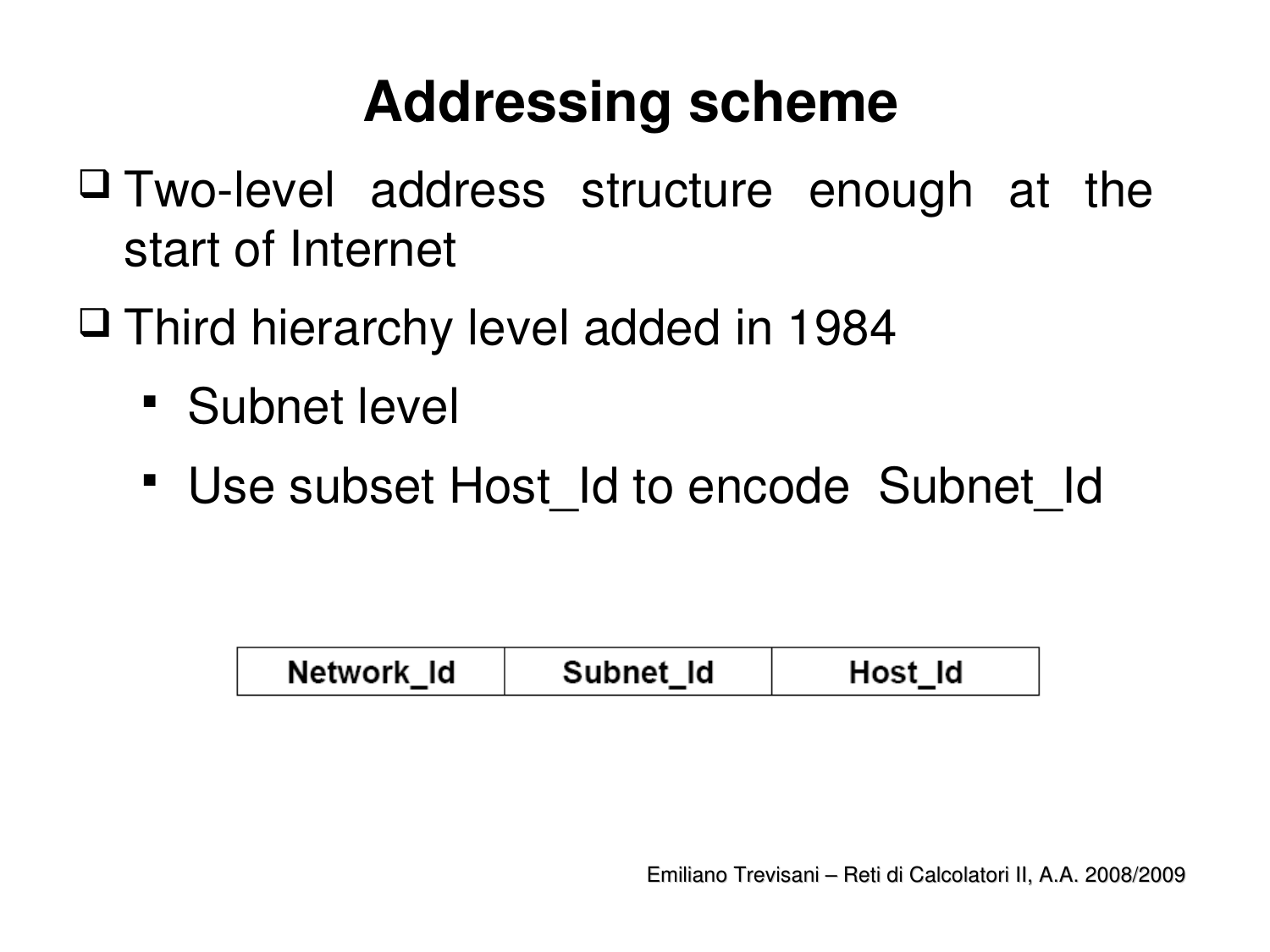# Addressing scheme

- Two-level address structure enough at the start of Internet
- Third hierarchy level added in 1984
  - Subnet level
  - Use subset Host_Id to encode Subnet_Id

| Network_Id | Subnet_Id | Host_Id |
|---|---|---|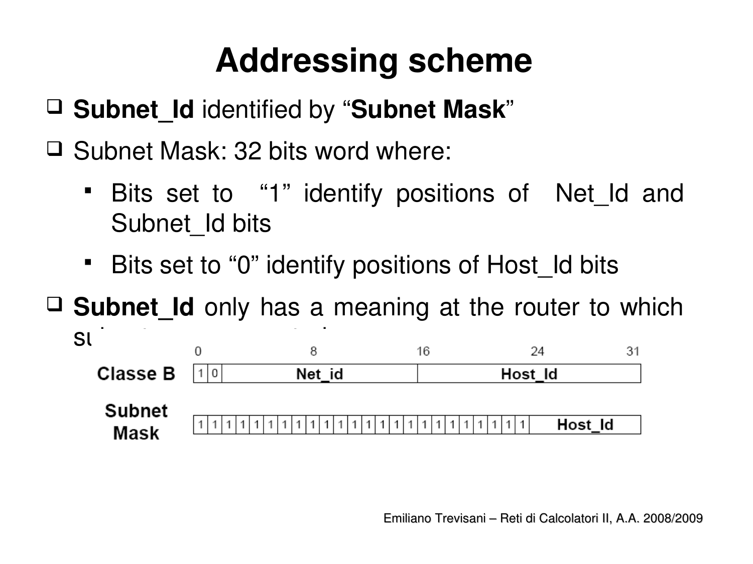# Addressing scheme

- **Subnet_Id** identified by "**Subnet Mask**"
- Subnet Mask: 32 bits word where:
  - Bits set to "1" identify positions of Net_Id and Subnet_Id bits
  - Bits set to "0" identify positions of Host_Id bits
- **Subnet_Id** only has a meaning at the router to which su

| | 0 | | 8 | 16 | 24 | 31 |
|---|---|---|---|---|---|---|
| **Classe B** | 1 | 0 | Net_id | Host_Id | | |

| | |
|---|---|
| **Subnet Mask** | 1 1 1 1 1 1 1 1 1 1 1 1 1 1 1 1 1 1 1 1 1 1 1 1 \| **Host_Id** |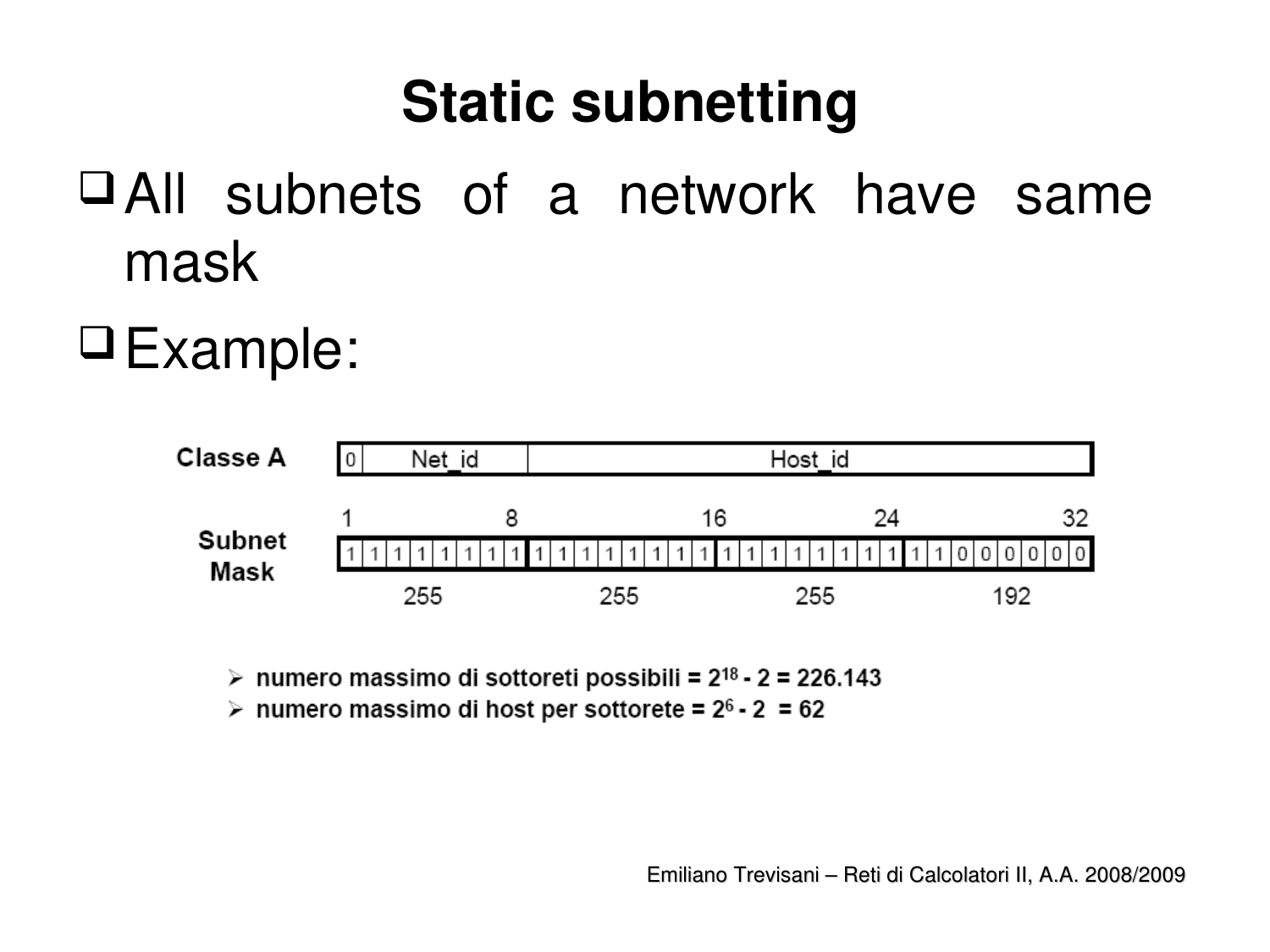# Static subnetting

- All subnets of a network have same mask
- Example:

**Classe A**

| 0 | Net_id | Host_id |
|---|---|---|

**Subnet Mask**

| 1 | 8 | 16 | 24 | 32 |
|---|---|---|---|---|
| 1 1 1 1 1 1 1 1 | 1 1 1 1 1 1 1 1 | 1 1 1 1 1 1 1 1 | 1 1 0 0 0 0 0 0 | |
| 255 | 255 | 255 | 192 | |

- **numero massimo di sottoreti possibili = $2^{18}$ - 2 = 226.143**
- **numero massimo di host per sottorete = $2^{6}$ - 2 = 62**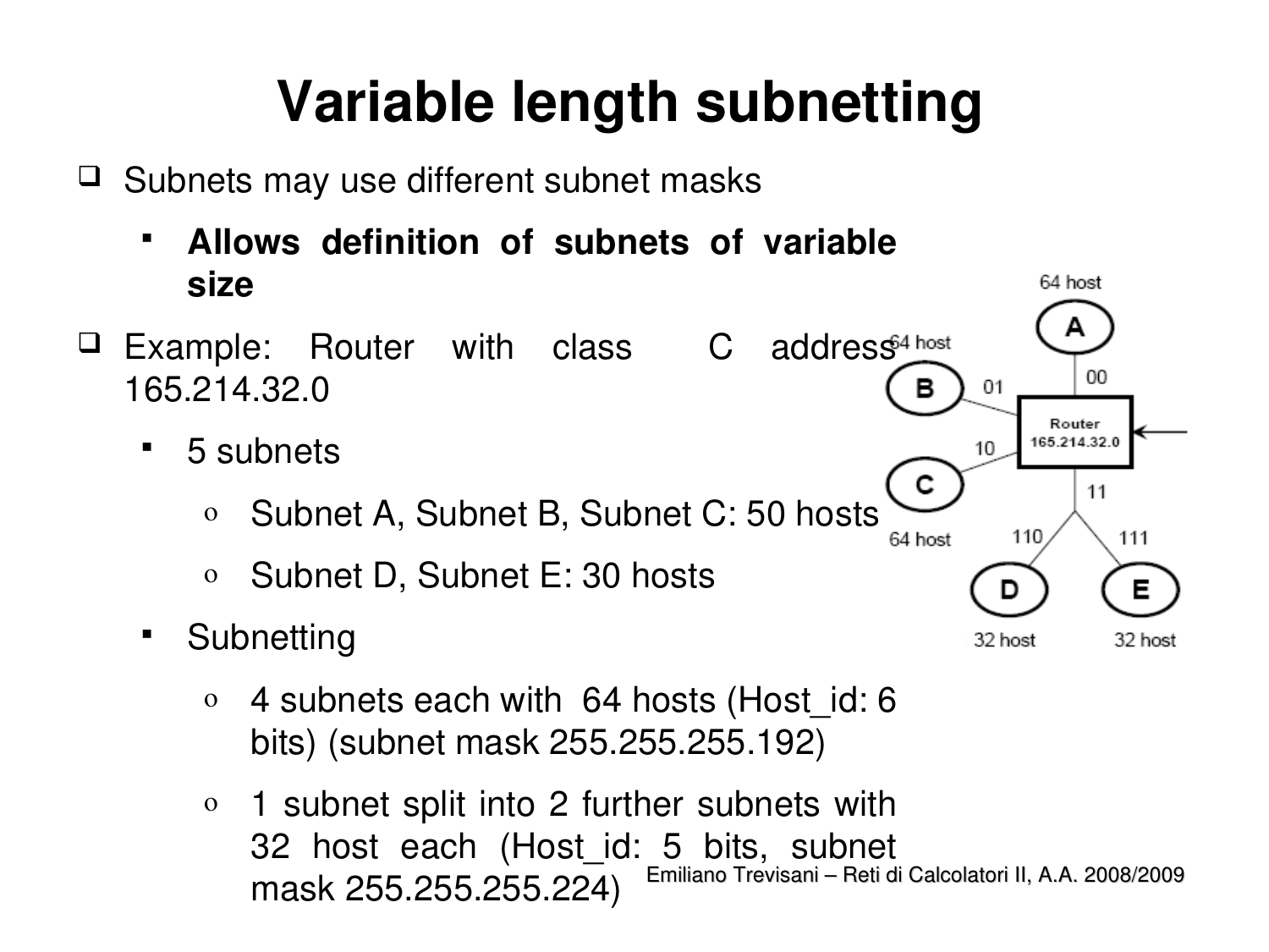# Variable length subnetting

- Subnets may use different subnet masks
  - **Allows definition of subnets of variable size**
- Example: Router with class C address 165.214.32.0
  - 5 subnets
    - Subnet A, Subnet B, Subnet C: 50 hosts
    - Subnet D, Subnet E: 30 hosts
  - Subnetting
    - 4 subnets each with 64 hosts (Host_id: 6 bits) (subnet mask 255.255.255.192)
    - 1 subnet split into 2 further subnets with 32 host each (Host_id: 5 bits, subnet mask 255.255.255.224)

64 host A 00
64 host B 01
64 host C 10
Router 165.214.32.0
11
110 D 32 host
111 E 32 host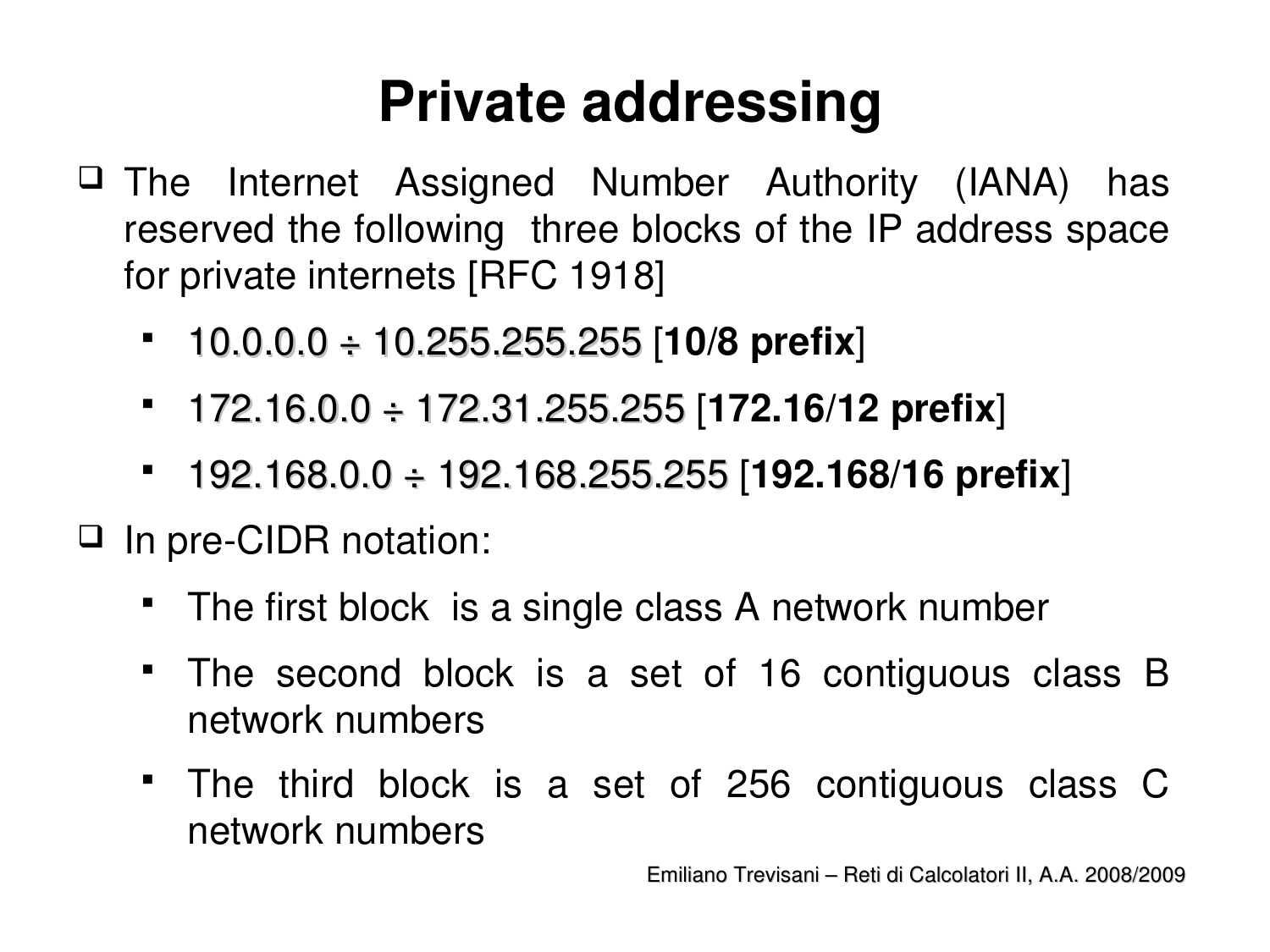# Private addressing

- The Internet Assigned Number Authority (IANA) has reserved the following three blocks of the IP address space for private internets [RFC 1918]
  - 10.0.0.0 ÷ 10.255.255.255 [**10/8 prefix**]
  - 172.16.0.0 ÷ 172.31.255.255 [**172.16/12 prefix**]
  - 192.168.0.0 ÷ 192.168.255.255 [**192.168/16 prefix**]
- In pre-CIDR notation:
  - The first block is a single class A network number
  - The second block is a set of 16 contiguous class B network numbers
  - The third block is a set of 256 contiguous class C network numbers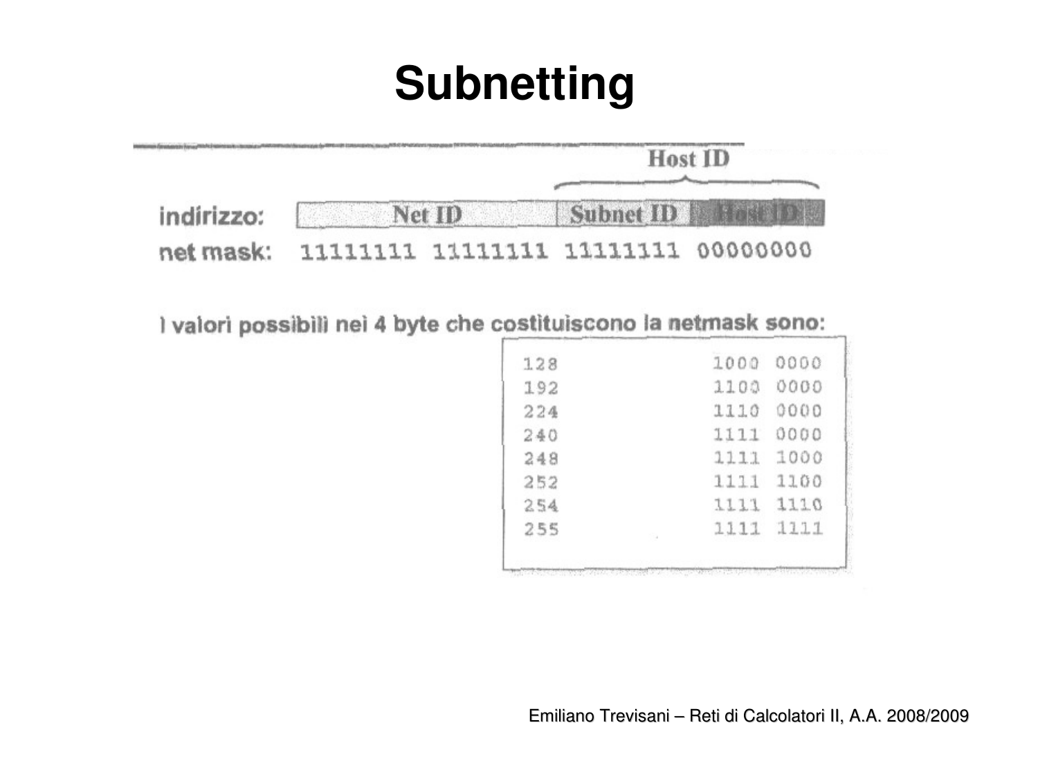# Subnetting

| | | | |
|---|---|---|---|
| | | Host ID | |
| indirizzo: | Net ID | Subnet ID | Host ID |
| net mask: | 11111111 11111111 | 11111111 | 00000000 |

I valori possibili nei 4 byte che costituiscono la netmask sono:

| | |
|---|---|
| 128 | 1000 0000 |
| 192 | 1100 0000 |
| 224 | 1110 0000 |
| 240 | 1111 0000 |
| 248 | 1111 1000 |
| 252 | 1111 1100 |
| 254 | 1111 1110 |
| 255 | 1111 1111 |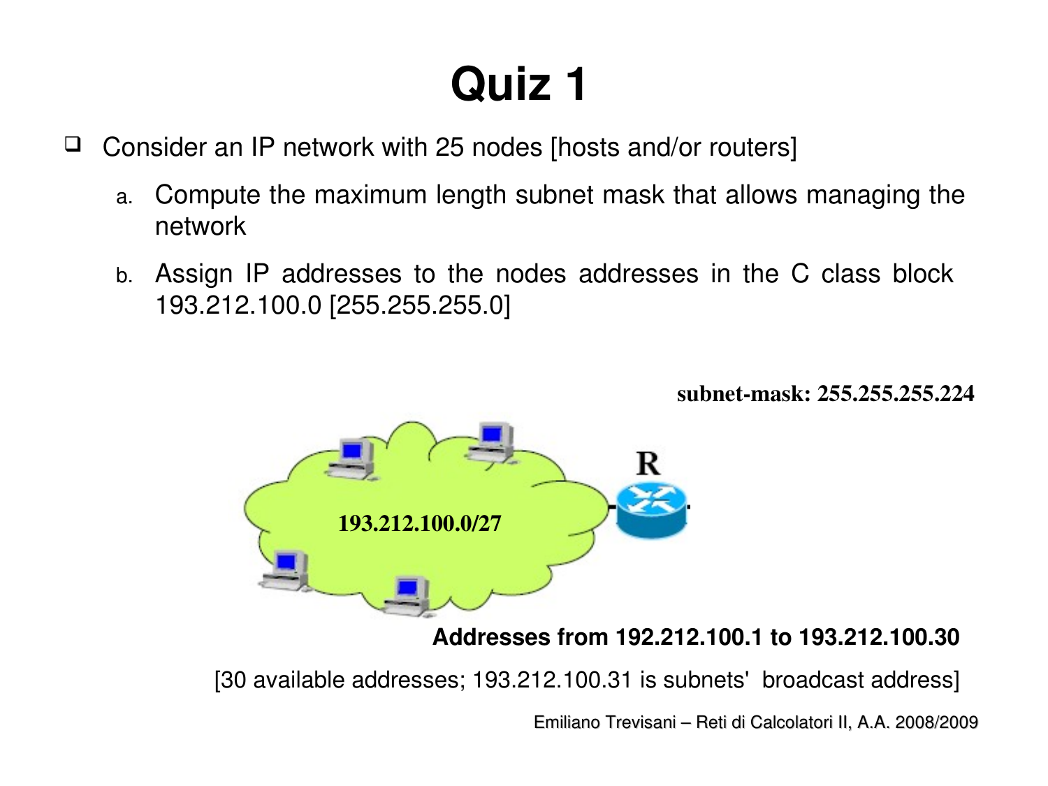# Quiz 1

- Consider an IP network with 25 nodes [hosts and/or routers]
    a. Compute the maximum length subnet mask that allows managing the network
    b. Assign IP addresses to the nodes addresses in the C class block 193.212.100.0 [255.255.255.0]

**subnet-mask: 255.255.255.224**

**193.212.100.0/27**

**R**

**Addresses from 192.212.100.1 to 193.212.100.30**

[30 available addresses; 193.212.100.31 is subnets' broadcast address]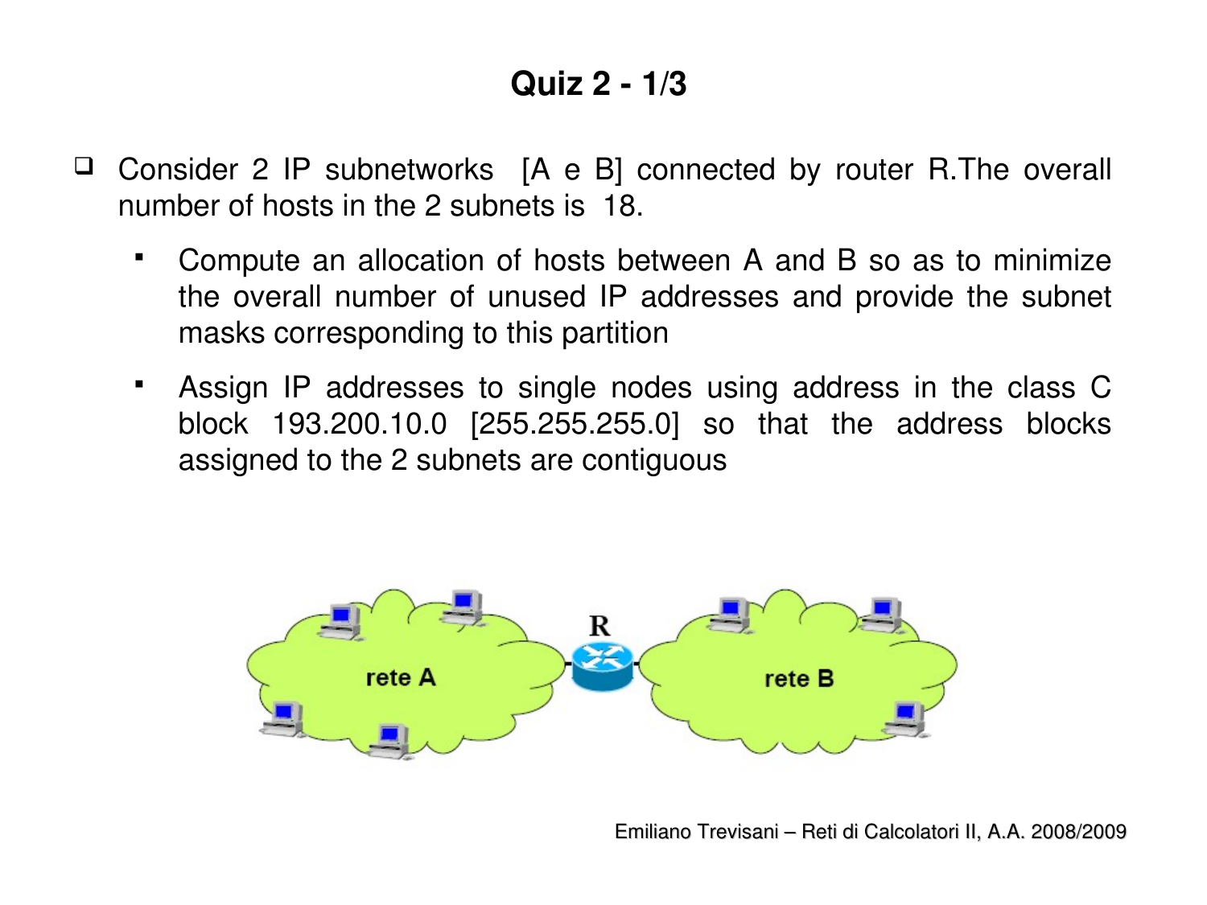# Quiz 2 - 1/3

- Consider 2 IP subnetworks [A e B] connected by router R.The overall number of hosts in the 2 subnets is 18.
  - Compute an allocation of hosts between A and B so as to minimize the overall number of unused IP addresses and provide the subnet masks corresponding to this partition
  - Assign IP addresses to single nodes using address in the class C block 193.200.10.0 [255.255.255.0] so that the address blocks assigned to the 2 subnets are contiguous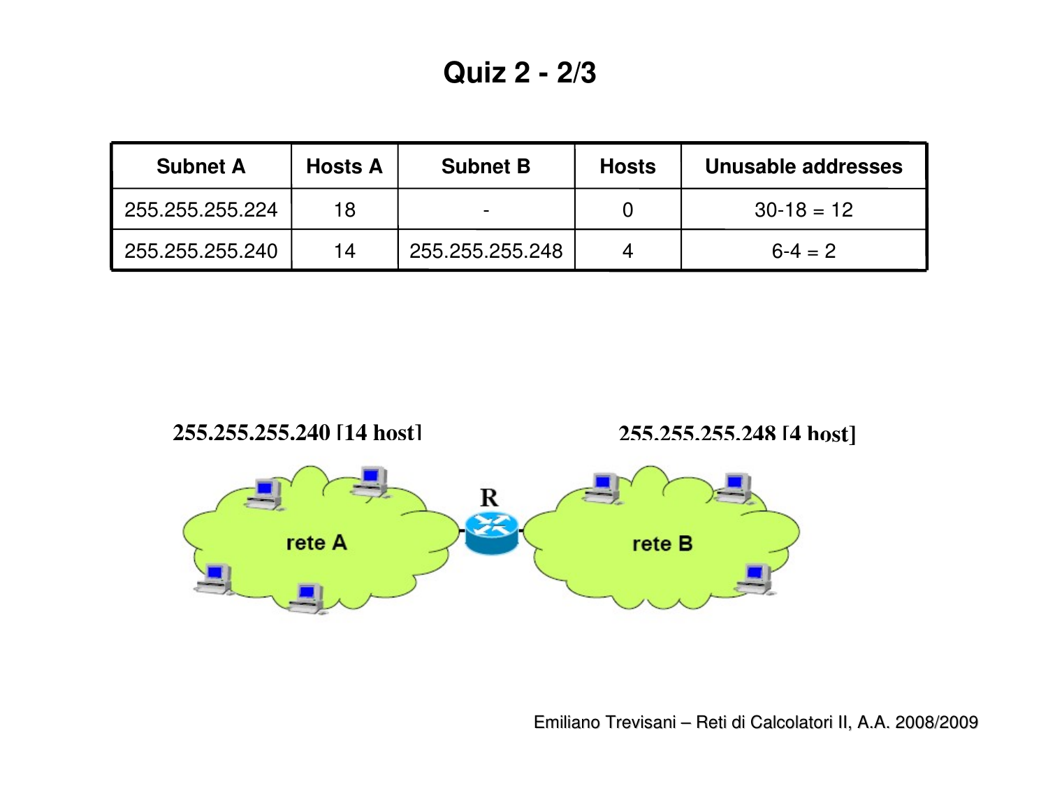# Quiz 2 - 2/3

| Subnet A | Hosts A | Subnet B | Hosts | Unusable addresses |
|---|---|---|---|---|
| 255.255.255.224 | 18 | - | 0 | 30-18 = 12 |
| 255.255.255.240 | 14 | 255.255.255.248 | 4 | 6-4 = 2 |

**255.255.255.240 [14 host]**

**255.255.255.248 [4 host]**

rete A

R

rete B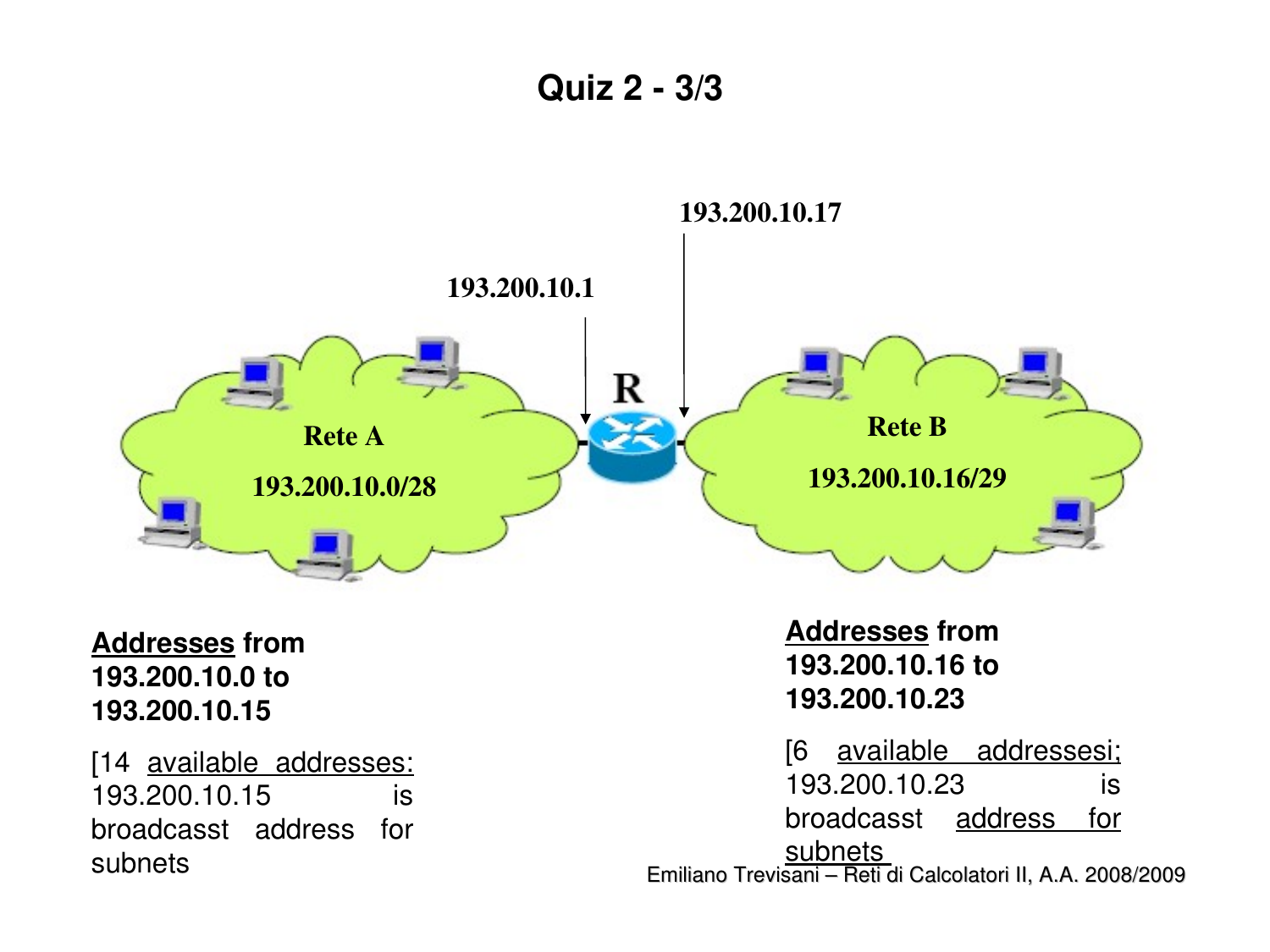# Quiz 2 - 3/3

193.200.10.17

193.200.10.1

R

Rete A

193.200.10.0/28

Rete B

193.200.10.16/29

**Addresses from 193.200.10.0 to 193.200.10.15**

[14 available addresses: 193.200.10.15 is broadcasst address for subnets

**Addresses from 193.200.10.16 to 193.200.10.23**

[6 available addressesi; 193.200.10.23 is broadcasst address for subnets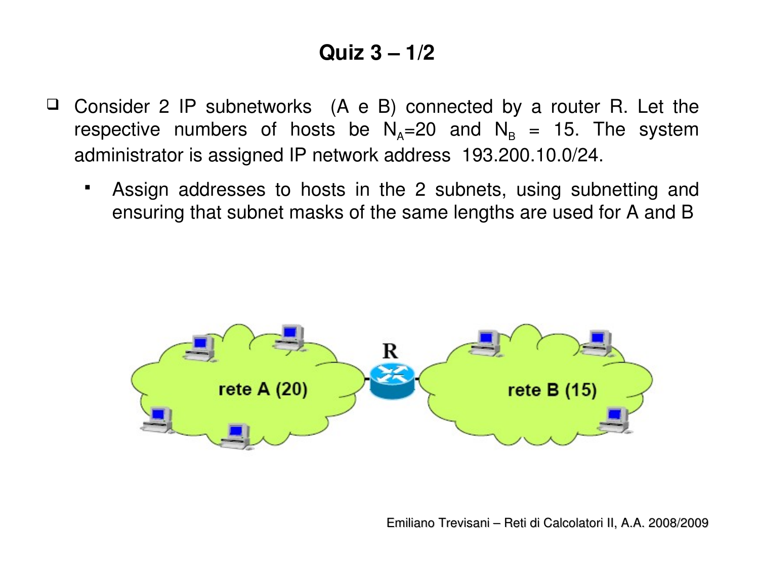# Quiz 3 – 1/2

- Consider 2 IP subnetworks (A e B) connected by a router R. Let the respective numbers of hosts be $N_A$=20 and $N_B$ = 15. The system administrator is assigned IP network address 193.200.10.0/24.
  - Assign addresses to hosts in the 2 subnets, using subnetting and ensuring that subnet masks of the same lengths are used for A and B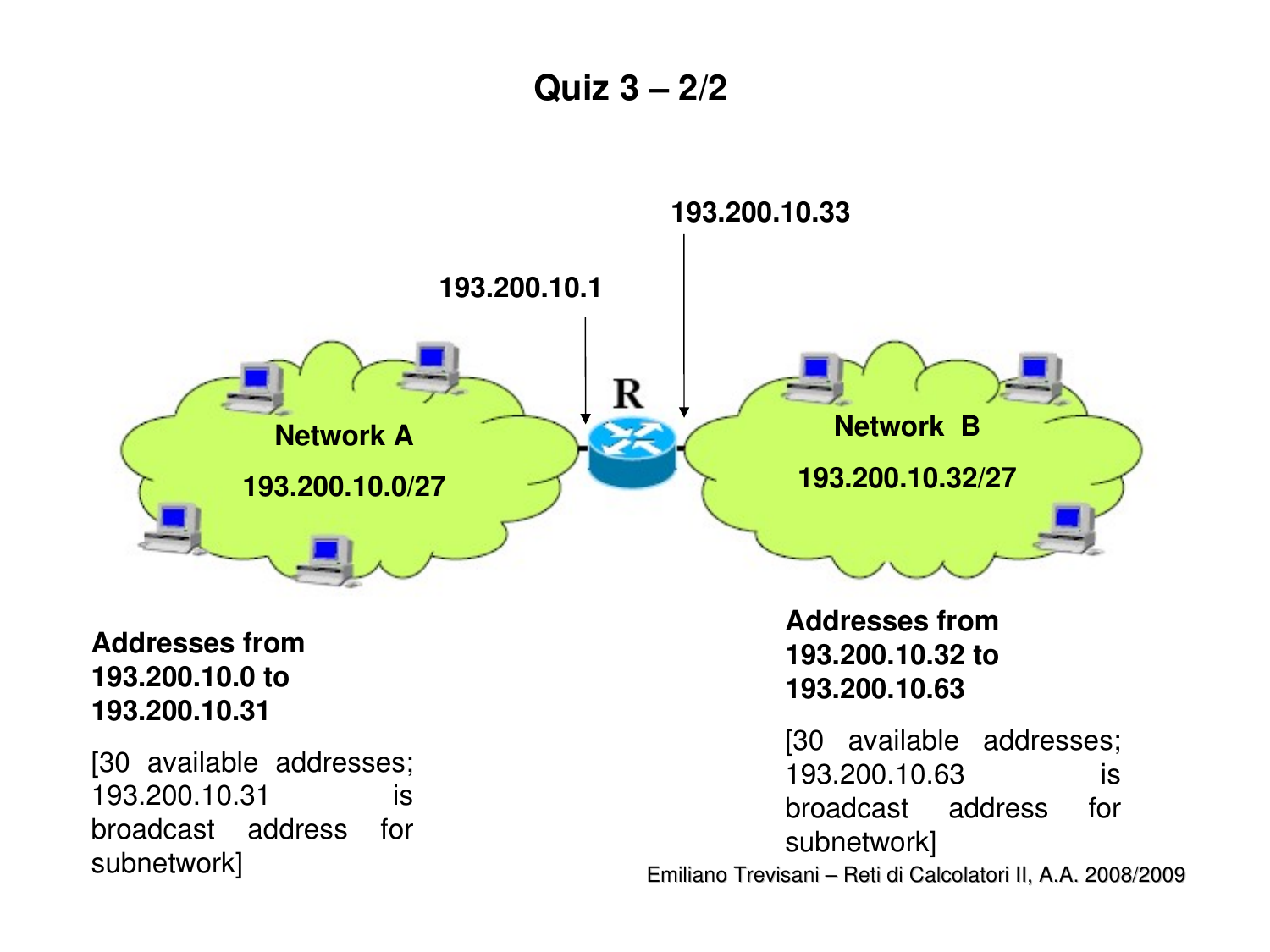# Quiz 3 – 2/2

193.200.10.33

193.200.10.1

R

Network A

193.200.10.0/27

Network B

193.200.10.32/27

**Addresses from 193.200.10.0 to 193.200.10.31**

[30 available addresses; 193.200.10.31 is broadcast address for subnetwork]

**Addresses from 193.200.10.32 to 193.200.10.63**

[30 available addresses; 193.200.10.63 is broadcast address for subnetwork]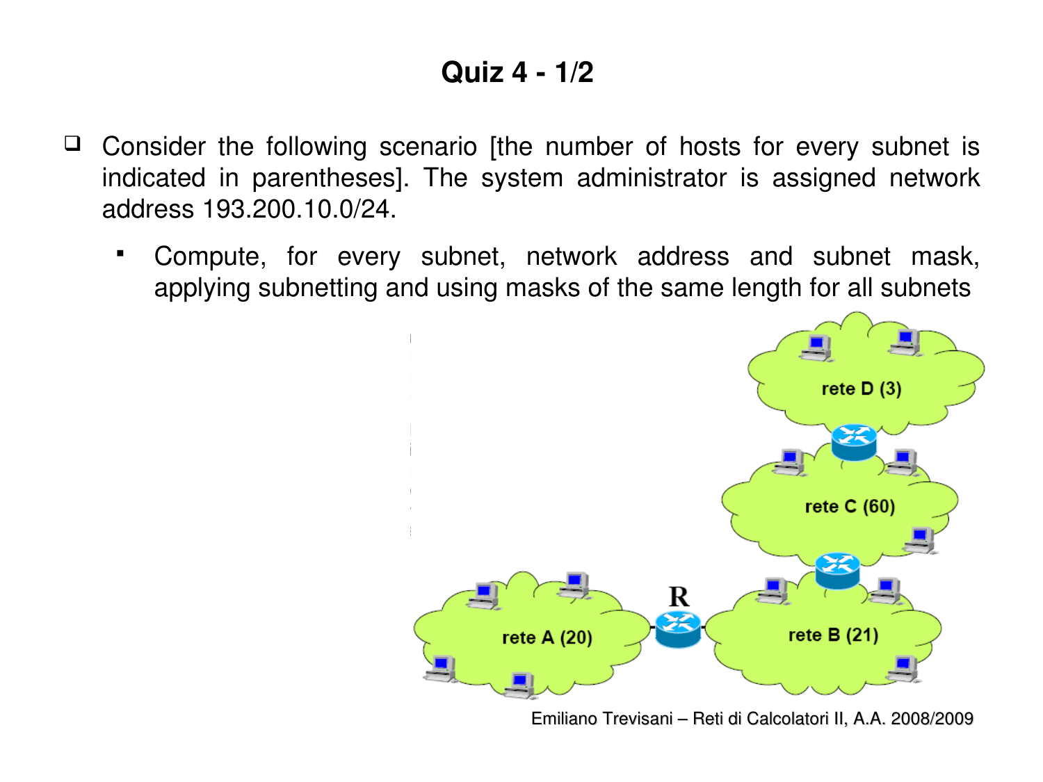# Quiz 4 - 1/2

- Consider the following scenario [the number of hosts for every subnet is indicated in parentheses]. The system administrator is assigned network address 193.200.10.0/24.
  - Compute, for every subnet, network address and subnet mask, applying subnetting and using masks of the same length for all subnets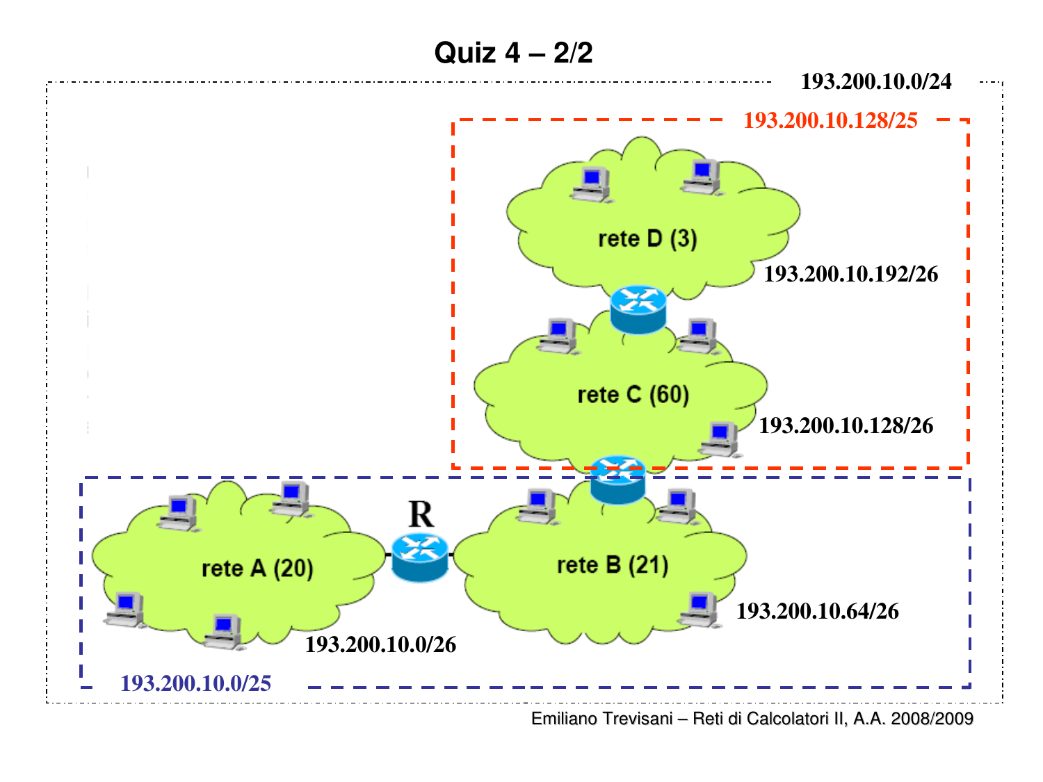# Quiz 4 – 2/2

193.200.10.0/24

193.200.10.128/25

rete D (3)

193.200.10.192/26

rete C (60)

193.200.10.128/26

R

rete A (20)

rete B (21)

193.200.10.64/26

193.200.10.0/26

193.200.10.0/25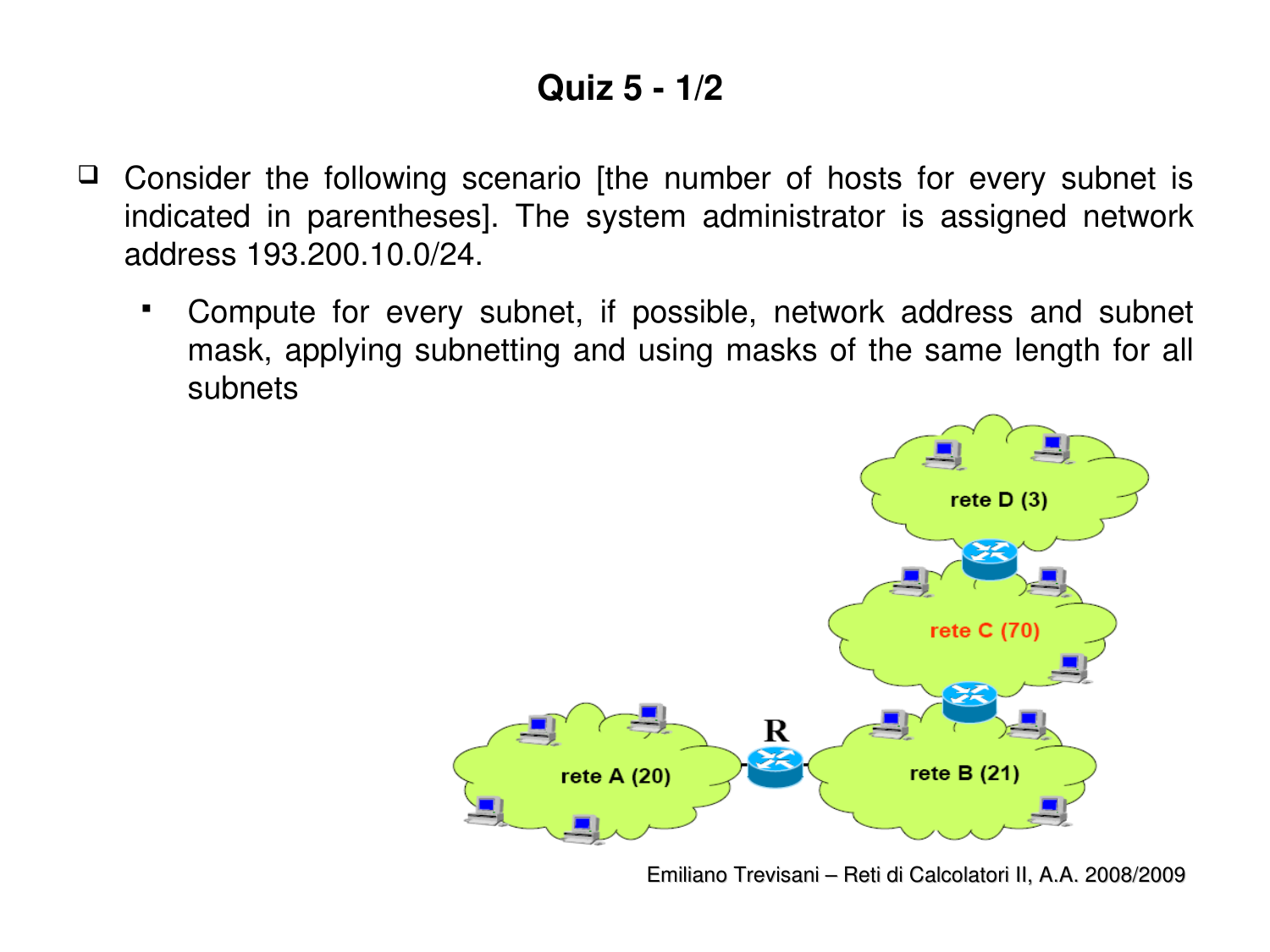# Quiz 5 - 1/2

- Consider the following scenario [the number of hosts for every subnet is indicated in parentheses]. The system administrator is assigned network address 193.200.10.0/24.
  - Compute for every subnet, if possible, network address and subnet mask, applying subnetting and using masks of the same length for all subnets

rete D (3)

rete C (70)

R

rete A (20)

rete B (21)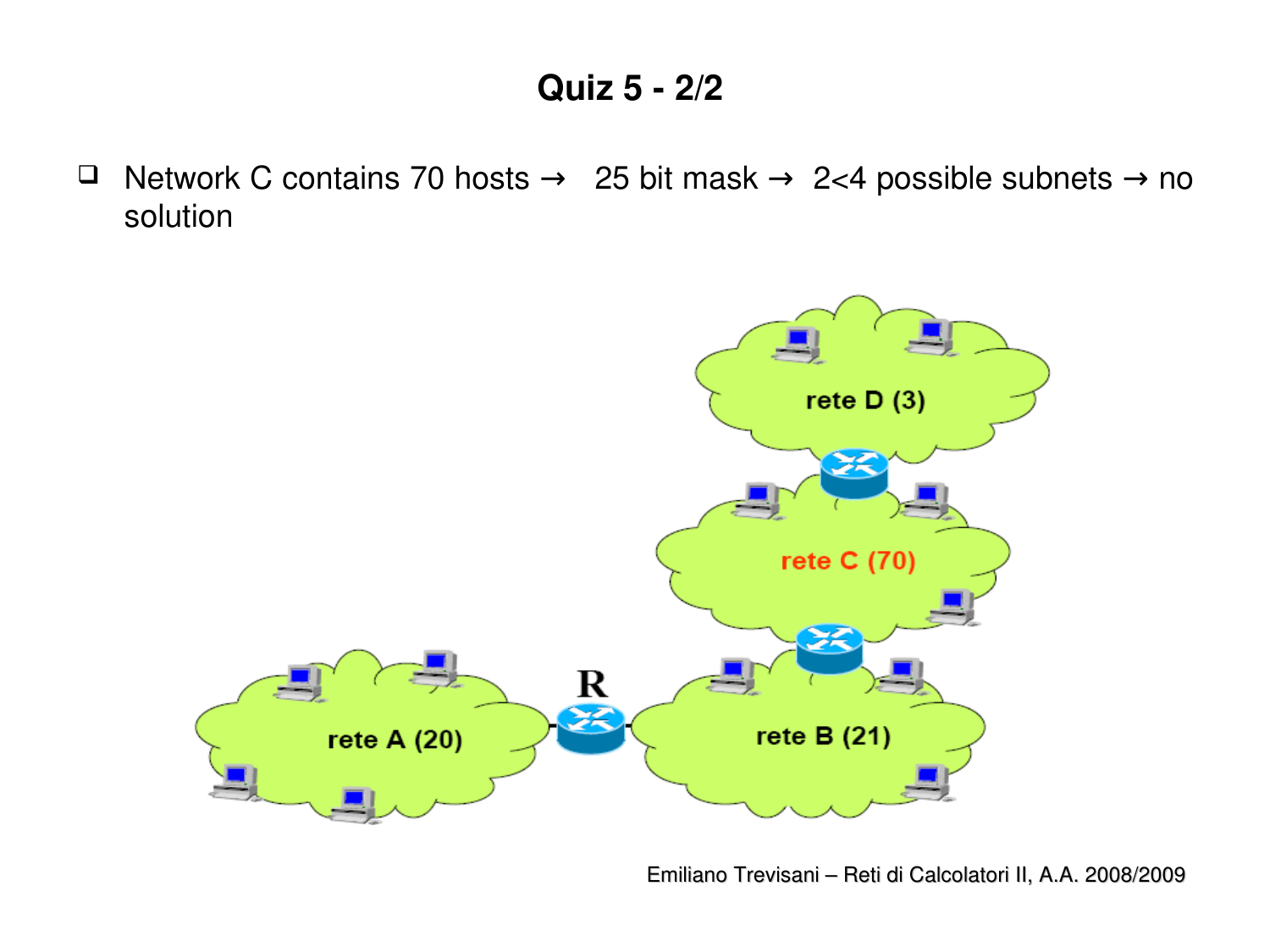# Quiz 5 - 2/2

- Network C contains 70 hosts → 25 bit mask → 2<4 possible subnets → no solution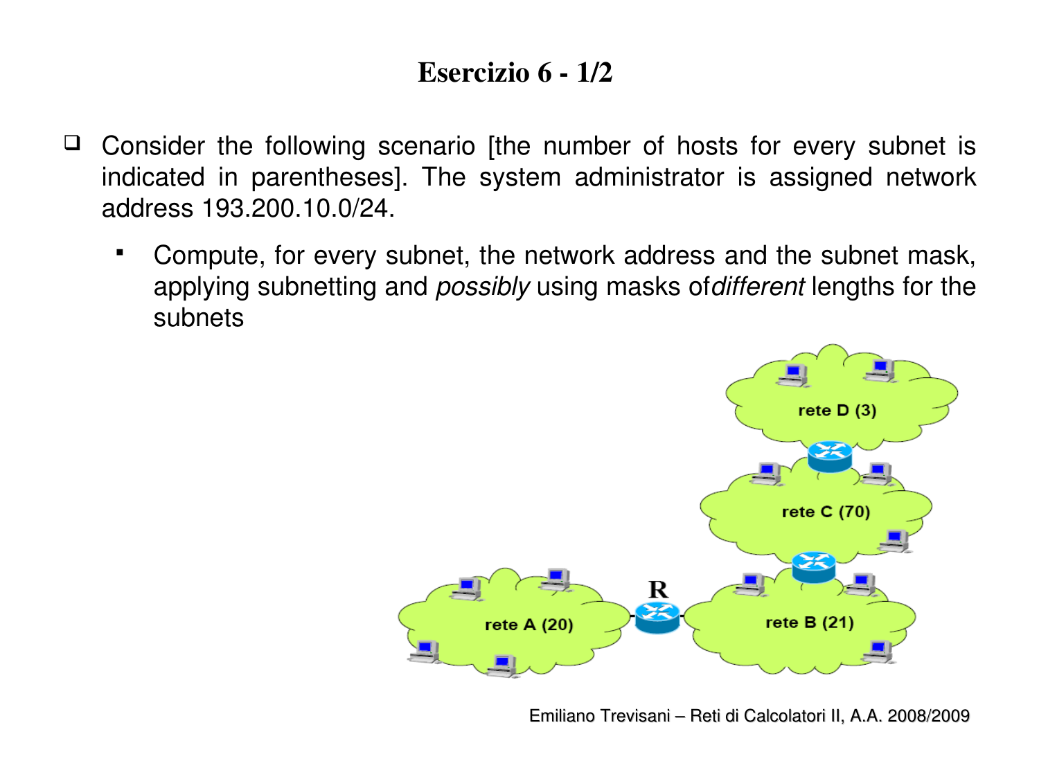# Esercizio 6 - 1/2

- Consider the following scenario [the number of hosts for every subnet is indicated in parentheses]. The system administrator is assigned network address 193.200.10.0/24.
  - Compute, for every subnet, the network address and the subnet mask, applying subnetting and *possibly* using masks of *different* lengths for the subnets

rete D (3)

rete C (70)

R

rete A (20)

rete B (21)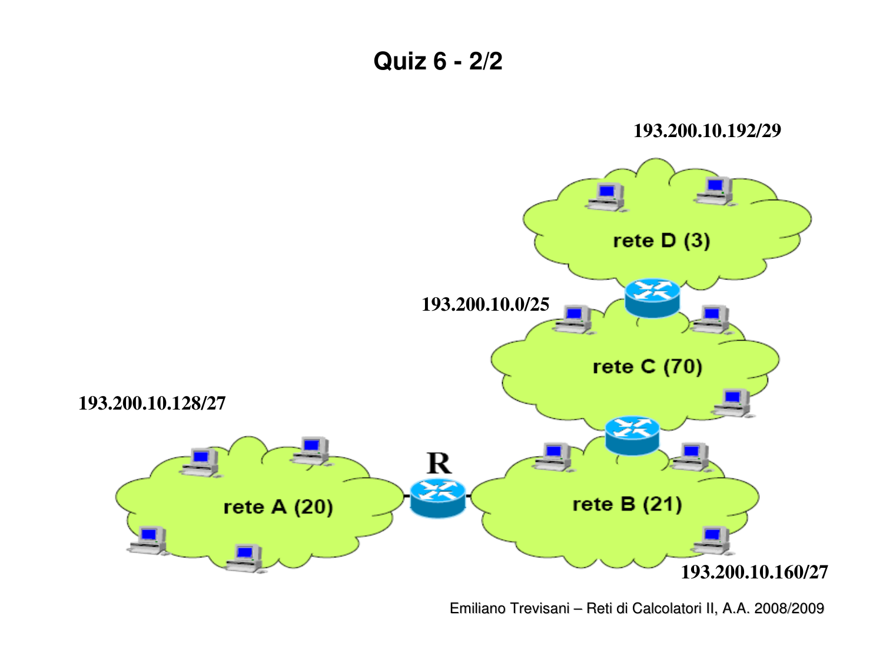# Quiz 6 - 2/2

193.200.10.192/29

rete D (3)

193.200.10.0/25

rete C (70)

193.200.10.128/27

R

rete A (20)

rete B (21)

193.200.10.160/27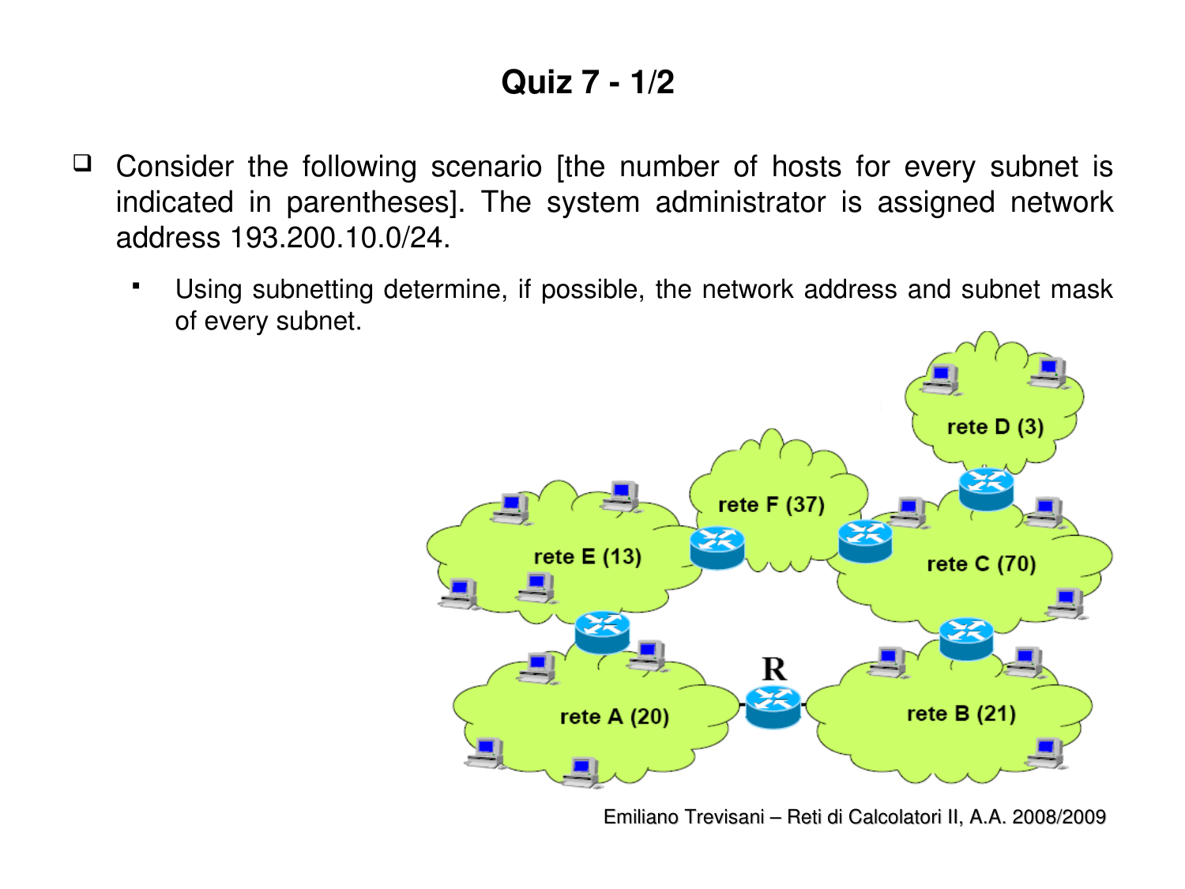# Quiz 7 - 1/2

- Consider the following scenario [the number of hosts for every subnet is indicated in parentheses]. The system administrator is assigned network address 193.200.10.0/24.
  - Using subnetting determine, if possible, the network address and subnet mask of every subnet.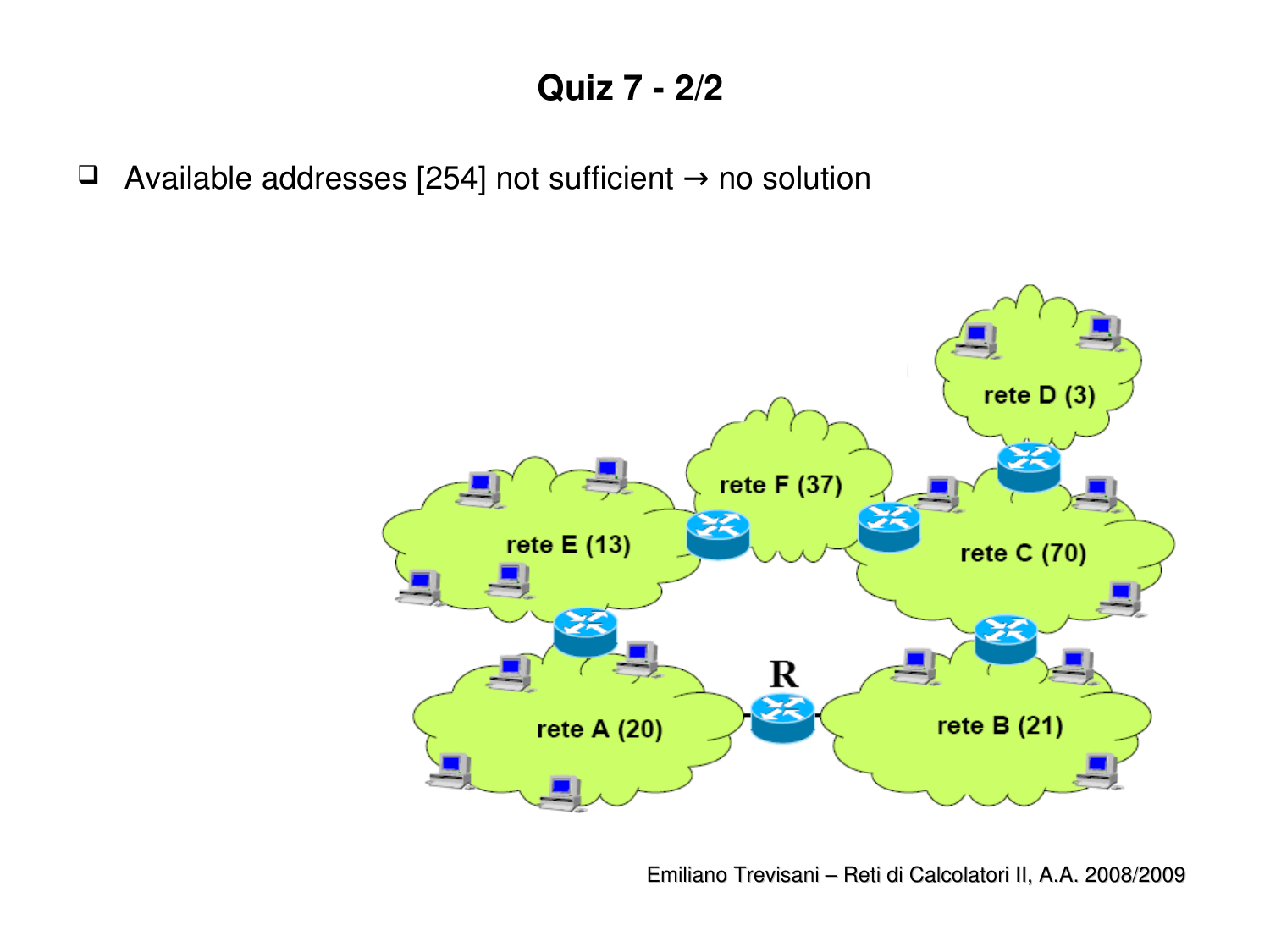# Quiz 7 - 2/2

- Available addresses [254] not sufficient → no solution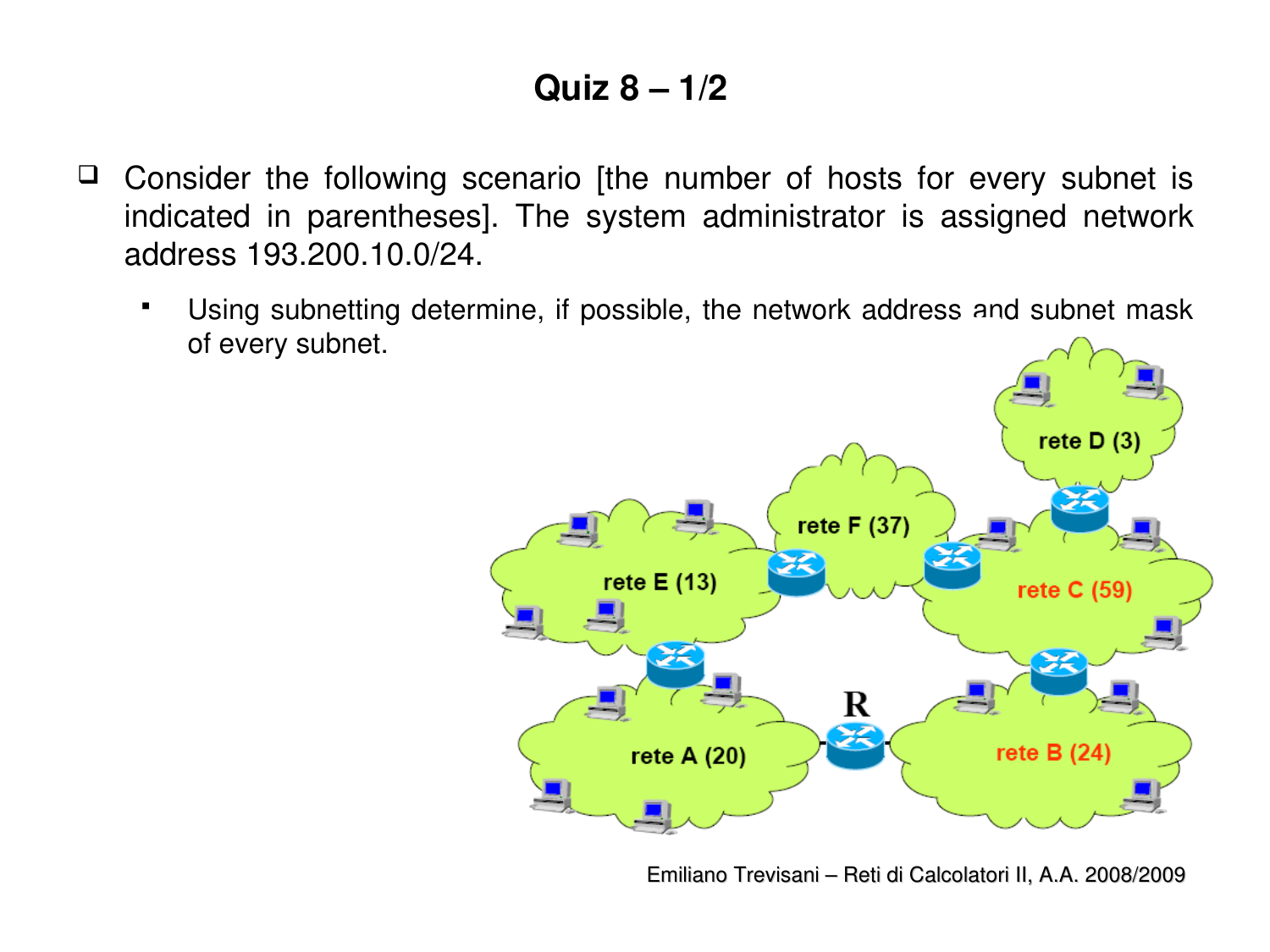# Quiz 8 – 1/2

- Consider the following scenario [the number of hosts for every subnet is indicated in parentheses]. The system administrator is assigned network address 193.200.10.0/24.
  - Using subnetting determine, if possible, the network address and subnet mask of every subnet.

rete D (3)

rete F (37)

rete E (13)

rete C (59)

R

rete A (20)

rete B (24)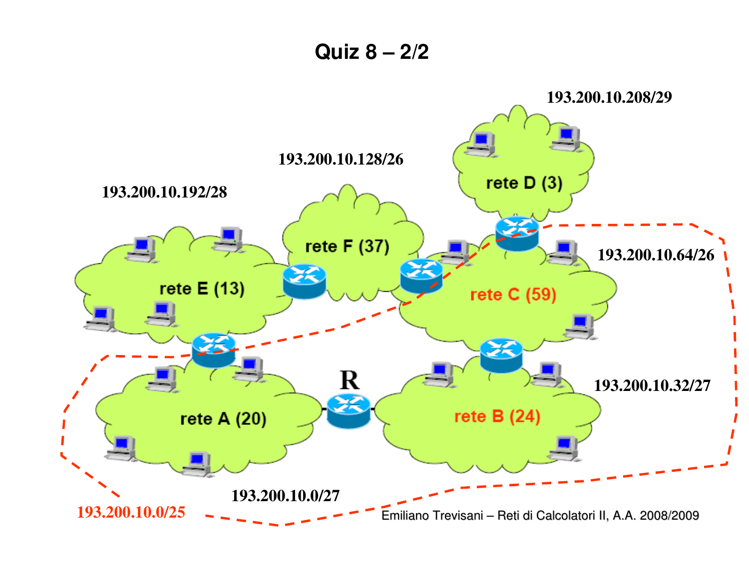# Quiz 8 – 2/2

193.200.10.208/29

rete D (3)

193.200.10.128/26

rete F (37)

193.200.10.192/28

rete E (13)

193.200.10.64/26

rete C (59)

R

rete A (20)

rete B (24)

193.200.10.32/27

193.200.10.0/27

193.200.10.0/25

Emiliano Trevisani – Reti di Calcolatori II, A.A. 2008/2009